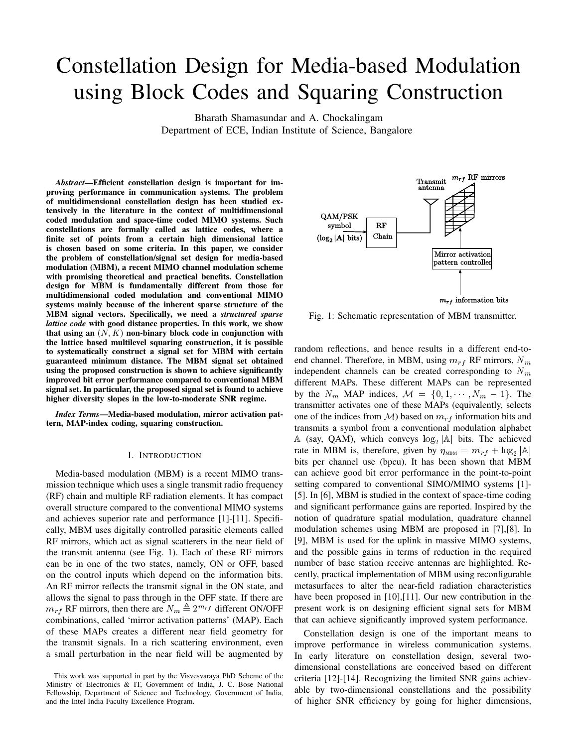# Constellation Design for Media-based Modulation using Block Codes and Squaring Construction

Bharath Shamasundar and A. Chockalingam
Department of ECE, Indian Institute of Science, Bangalore

***Abstract*—Efficient constellation design is important for improving performance in communication systems. The problem of multidimensional constellation design has been studied extensively in the literature in the context of multidimensional coded modulation and space-time coded MIMO systems. Such constellations are formally called as lattice codes, where a finite set of points from a certain high dimensional lattice is chosen based on some criteria. In this paper, we consider the problem of constellation/signal set design for media-based modulation (MBM), a recent MIMO channel modulation scheme with promising theoretical and practical benefits. Constellation design for MBM is fundamentally different from those for multidimensional coded modulation and conventional MIMO systems mainly because of the inherent sparse structure of the MBM signal vectors. Specifically, we need a *structured sparse lattice code* with good distance properties. In this work, we show that using an $(N, K)$ non-binary block code in conjunction with the lattice based multilevel squaring construction, it is possible to systematically construct a signal set for MBM with certain guaranteed minimum distance. The MBM signal set obtained using the proposed construction is shown to achieve significantly improved bit error performance compared to conventional MBM signal set. In particular, the proposed signal set is found to achieve higher diversity slopes in the low-to-moderate SNR regime.**

***Index Terms*—Media-based modulation, mirror activation pattern, MAP-index coding, squaring construction.**

## I. Introduction

Media-based modulation (MBM) is a recent MIMO transmission technique which uses a single transmit radio frequency (RF) chain and multiple RF radiation elements. It has compact overall structure compared to the conventional MIMO systems and achieves superior rate and performance [1]-[11]. Specifically, MBM uses digitally controlled parasitic elements called RF mirrors, which act as signal scatterers in the near field of the transmit antenna (see Fig. 1). Each of these RF mirrors can be in one of the two states, namely, ON or OFF, based on the control inputs which depend on the information bits. An RF mirror reflects the transmit signal in the ON state, and allows the signal to pass through in the OFF state. If there are $m_{rf}$ RF mirrors, then there are $N_m \triangleq 2^{m_{rf}}$ different ON/OFF combinations, called 'mirror activation patterns' (MAP). Each of these MAPs creates a different near field geometry for the transmit signals. In a rich scattering environment, even a small perturbation in the near field will be augmented by random reflections, and hence results in a different end-to-end channel. Therefore, in MBM, using $m_{rf}$ RF mirrors, $N_m$ independent channels can be created corresponding to $N_m$ different MAPs. These different MAPs can be represented by the $N_m$ MAP indices, $\mathcal{M} = \{0, 1, \cdots, N_m - 1\}$. The transmitter activates one of these MAPs (equivalently, selects one of the indices from $\mathcal{M}$) based on $m_{rf}$ information bits and transmits a symbol from a conventional modulation alphabet $\mathbb{A}$ (say, QAM), which conveys $\log_2 |\mathbb{A}|$ bits. The achieved rate in MBM is, therefore, given by $\eta_{\text{MBM}} = m_{rf} + \log_2 |\mathbb{A}|$ bits per channel use (bpcu). It has been shown that MBM can achieve good bit error performance in the point-to-point setting compared to conventional SIMO/MIMO systems [1]-[5]. In [6], MBM is studied in the context of space-time coding and significant performance gains are reported. Inspired by the notion of quadrature spatial modulation, quadrature channel modulation schemes using MBM are proposed in [7],[8]. In [9], MBM is used for the uplink in massive MIMO systems, and the possible gains in terms of reduction in the required number of base station receive antennas are highlighted. Recently, practical implementation of MBM using reconfigurable metasurfaces to alter the near-field radiation characteristics have been proposed in [10],[11]. Our new contribution in the present work is on designing efficient signal sets for MBM that can achieve significantly improved system performance.

Fig. 1: Schematic representation of MBM transmitter.

Constellation design is one of the important means to improve performance in wireless communication systems. In early literature on constellation design, several two-dimensional constellations are conceived based on different criteria [12]-[14]. Recognizing the limited SNR gains achievable by two-dimensional constellations and the possibility of higher SNR efficiency by going for higher dimensions,

This work was supported in part by the Visvesvaraya PhD Scheme of the Ministry of Electronics & IT, Government of India, J. C. Bose National Fellowship, Department of Science and Technology, Government of India, and the Intel India Faculty Excellence Program.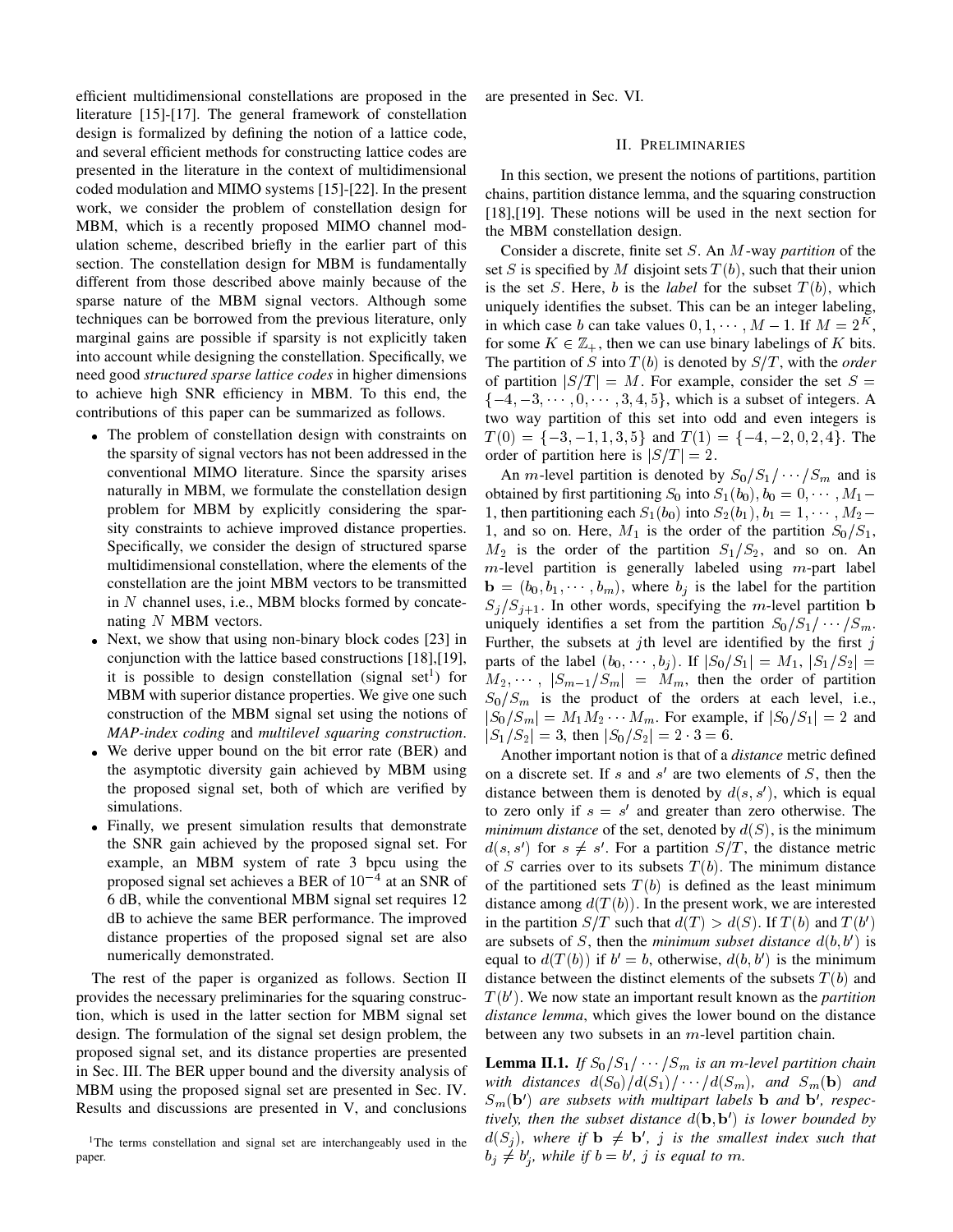efficient multidimensional constellations are proposed in the literature [15]-[17]. The general framework of constellation design is formalized by defining the notion of a lattice code, and several efficient methods for constructing lattice codes are presented in the literature in the context of multidimensional coded modulation and MIMO systems [15]-[22]. In the present work, we consider the problem of constellation design for MBM, which is a recently proposed MIMO channel modulation scheme, described briefly in the earlier part of this section. The constellation design for MBM is fundamentally different from those described above mainly because of the sparse nature of the MBM signal vectors. Although some techniques can be borrowed from the previous literature, only marginal gains are possible if sparsity is not explicitly taken into account while designing the constellation. Specifically, we need good *structured sparse lattice codes* in higher dimensions to achieve high SNR efficiency in MBM. To this end, the contributions of this paper can be summarized as follows.

- The problem of constellation design with constraints on the sparsity of signal vectors has not been addressed in the conventional MIMO literature. Since the sparsity arises naturally in MBM, we formulate the constellation design problem for MBM by explicitly considering the sparsity constraints to achieve improved distance properties. Specifically, we consider the design of structured sparse multidimensional constellation, where the elements of the constellation are the joint MBM vectors to be transmitted in $N$ channel uses, i.e., MBM blocks formed by concatenating $N$ MBM vectors.
- Next, we show that using non-binary block codes [23] in conjunction with the lattice based constructions [18],[19], it is possible to design constellation (signal set[1]) for MBM with superior distance properties. We give one such construction of the MBM signal set using the notions of *MAP-index coding* and *multilevel squaring construction*.
- We derive upper bound on the bit error rate (BER) and the asymptotic diversity gain achieved by MBM using the proposed signal set, both of which are verified by simulations.
- Finally, we present simulation results that demonstrate the SNR gain achieved by the proposed signal set. For example, an MBM system of rate 3 bpcu using the proposed signal set achieves a BER of $10^{-4}$ at an SNR of 6 dB, while the conventional MBM signal set requires 12 dB to achieve the same BER performance. The improved distance properties of the proposed signal set are also numerically demonstrated.

The rest of the paper is organized as follows. Section II provides the necessary preliminaries for the squaring construction, which is used in the latter section for MBM signal set design. The formulation of the signal set design problem, the proposed signal set, and its distance properties are presented in Sec. III. The BER upper bound and the diversity analysis of MBM using the proposed signal set are presented in Sec. IV. Results and discussions are presented in V, and conclusions are presented in Sec. VI.

[1]The terms constellation and signal set are interchangeably used in the paper.

## II. Preliminaries

In this section, we present the notions of partitions, partition chains, partition distance lemma, and the squaring construction [18],[19]. These notions will be used in the next section for the MBM constellation design.

Consider a discrete, finite set $S$. An $M$-way *partition* of the set $S$ is specified by $M$ disjoint sets $T(b)$, such that their union is the set $S$. Here, $b$ is the *label* for the subset $T(b)$, which uniquely identifies the subset. This can be an integer labeling, in which case $b$ can take values $0, 1, \cdots, M-1$. If $M = 2^K$, for some $K \in \mathbb{Z}_+$, then we can use binary labelings of $K$ bits. The partition of $S$ into $T(b)$ is denoted by $S/T$, with the *order* of partition $|S/T| = M$. For example, consider the set $S = \{-4, -3, \cdots, 0, \cdots, 3, 4, 5\}$, which is a subset of integers. A two way partition of this set into odd and even integers is $T(0) = \{-3, -1, 1, 3, 5\}$ and $T(1) = \{-4, -2, 0, 2, 4\}$. The order of partition here is $|S/T| = 2$.

An $m$-level partition is denoted by $S_0/S_1/\cdots/S_m$ and is obtained by first partitioning $S_0$ into $S_1(b_0), b_0 = 0, \cdots, M_1 - 1$, then partitioning each $S_1(b_0)$ into $S_2(b_1), b_1 = 1, \cdots, M_2 - 1$, and so on. Here, $M_1$ is the order of the partition $S_0/S_1$, $M_2$ is the order of the partition $S_1/S_2$, and so on. An $m$-level partition is generally labeled using $m$-part label $\mathbf{b} = (b_0, b_1, \cdots, b_m)$, where $b_j$ is the label for the partition $S_j/S_{j+1}$. In other words, specifying the $m$-level partition $\mathbf{b}$ uniquely identifies a set from the partition $S_0/S_1/\cdots/S_m$. Further, the subsets at $j$th level are identified by the first $j$ parts of the label $(b_0, \cdots, b_j)$. If $|S_0/S_1| = M_1$, $|S_1/S_2| = M_2, \cdots, |S_{m-1}/S_m| = M_m$, then the order of partition $S_0/S_m$ is the product of the orders at each level, i.e., $|S_0/S_m| = M_1 M_2 \cdots M_m$. For example, if $|S_0/S_1| = 2$ and $|S_1/S_2| = 3$, then $|S_0/S_2| = 2 \cdot 3 = 6$.

Another important notion is that of a *distance* metric defined on a discrete set. If $s$ and $s'$ are two elements of $S$, then the distance between them is denoted by $d(s, s')$, which is equal to zero only if $s = s'$ and greater than zero otherwise. The *minimum distance* of the set, denoted by $d(S)$, is the minimum $d(s, s')$ for $s \neq s'$. For a partition $S/T$, the distance metric of $S$ carries over to its subsets $T(b)$. The minimum distance of the partitioned sets $T(b)$ is defined as the least minimum distance among $d(T(b))$. In the present work, we are interested in the partition $S/T$ such that $d(T) > d(S)$. If $T(b)$ and $T(b')$ are subsets of $S$, then the *minimum subset distance* $d(b, b')$ is equal to $d(T(b))$ if $b' = b$, otherwise, $d(b, b')$ is the minimum distance between the distinct elements of the subsets $T(b)$ and $T(b')$. We now state an important result known as the *partition distance lemma*, which gives the lower bound on the distance between any two subsets in an $m$-level partition chain.

**Lemma II.1.** *If $S_0/S_1/\cdots/S_m$ is an $m$-level partition chain with distances $d(S_0)/d(S_1)/\cdots/d(S_m)$, and $S_m(\mathbf{b})$ and $S_m(\mathbf{b}')$ are subsets with multipart labels $\mathbf{b}$ and $\mathbf{b}'$, respectively, then the subset distance $d(\mathbf{b}, \mathbf{b}')$ is lower bounded by $d(S_j)$, where if $\mathbf{b} \neq \mathbf{b}'$, $j$ is the smallest index such that $b_j \neq b'_j$, while if $b = b'$, $j$ is equal to $m$.*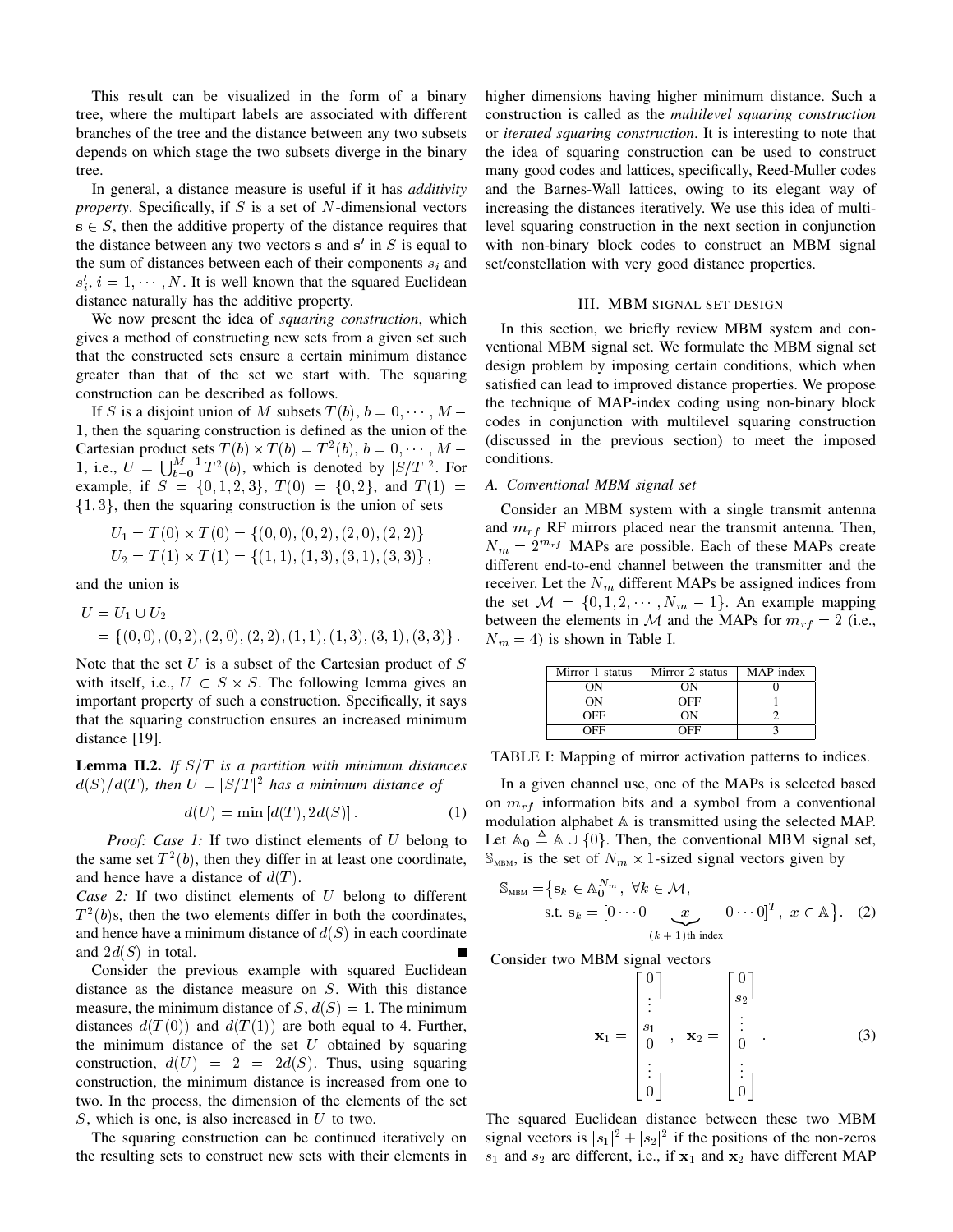This result can be visualized in the form of a binary tree, where the multipart labels are associated with different branches of the tree and the distance between any two subsets depends on which stage the two subsets diverge in the binary tree.

In general, a distance measure is useful if it has *additivity property*. Specifically, if $S$ is a set of $N$-dimensional vectors $\mathbf{s} \in S$, then the additive property of the distance requires that the distance between any two vectors $\mathbf{s}$ and $\mathbf{s}'$ in $S$ is equal to the sum of distances between each of their components $s_i$ and $s_i'$, $i = 1, \cdots, N$. It is well known that the squared Euclidean distance naturally has the additive property.

We now present the idea of *squaring construction*, which gives a method of constructing new sets from a given set such that the constructed sets ensure a certain minimum distance greater than that of the set we start with. The squaring construction can be described as follows.

If $S$ is a disjoint union of $M$ subsets $T(b)$, $b = 0, \cdots, M-1$, then the squaring construction is defined as the union of the Cartesian product sets $T(b) \times T(b) = T^2(b)$, $b = 0, \cdots, M-1$, i.e., $U = \bigcup_{b=0}^{M-1} T^2(b)$, which is denoted by $|S/T|^2$. For example, if $S = \{0, 1, 2, 3\}$, $T(0) = \{0, 2\}$, and $T(1) = \{1, 3\}$, then the squaring construction is the union of sets

$$U_1 = T(0) \times T(0) = \{(0,0), (0,2), (2,0), (2,2)\}$$
$$U_2 = T(1) \times T(1) = \{(1,1), (1,3), (3,1), (3,3)\},$$

and the union is

$$\begin{aligned} U &= U_1 \cup U_2 \\ &= \{(0,0), (0,2), (2,0), (2,2), (1,1), (1,3), (3,1), (3,3)\}. \end{aligned}$$

Note that the set $U$ is a subset of the Cartesian product of $S$ with itself, i.e., $U \subset S \times S$. The following lemma gives an important property of such a construction. Specifically, it says that the squaring construction ensures an increased minimum distance [19].

**Lemma II.2.** *If $S/T$ is a partition with minimum distances $d(S)/d(T)$, then $U = |S/T|^2$ has a minimum distance of*

$$d(U) = \min \left[ d(T), 2d(S) \right]. \tag{1}$$

*Proof: Case 1:* If two distinct elements of $U$ belong to the same set $T^2(b)$, then they differ in at least one coordinate, and hence have a distance of $d(T)$.

*Case 2:* If two distinct elements of $U$ belong to different $T^2(b)$s, then the two elements differ in both the coordinates, and hence have a minimum distance of $d(S)$ in each coordinate and $2d(S)$ in total. ■

Consider the previous example with squared Euclidean distance as the distance measure on $S$. With this distance measure, the minimum distance of $S$, $d(S) = 1$. The minimum distances $d(T(0))$ and $d(T(1))$ are both equal to 4. Further, the minimum distance of the set $U$ obtained by squaring construction, $d(U) = 2 = 2d(S)$. Thus, using squaring construction, the minimum distance is increased from one to two. In the process, the dimension of the elements of the set $S$, which is one, is also increased in $U$ to two.

The squaring construction can be continued iteratively on the resulting sets to construct new sets with their elements in higher dimensions having higher minimum distance. Such a construction is called as the *multilevel squaring construction* or *iterated squaring construction*. It is interesting to note that the idea of squaring construction can be used to construct many good codes and lattices, specifically, Reed-Muller codes and the Barnes-Wall lattices, owing to its elegant way of increasing the distances iteratively. We use this idea of multilevel squaring construction in the next section in conjunction with non-binary block codes to construct an MBM signal set/constellation with very good distance properties.

## III. MBM SIGNAL SET DESIGN

In this section, we briefly review MBM system and conventional MBM signal set. We formulate the MBM signal set design problem by imposing certain conditions, which when satisfied can lead to improved distance properties. We propose the technique of MAP-index coding using non-binary block codes in conjunction with multilevel squaring construction (discussed in the previous section) to meet the imposed conditions.

### A. Conventional MBM signal set

Consider an MBM system with a single transmit antenna and $m_{rf}$ RF mirrors placed near the transmit antenna. Then, $N_m = 2^{m_{rf}}$ MAPs are possible. Each of these MAPs create different end-to-end channel between the transmitter and the receiver. Let the $N_m$ different MAPs be assigned indices from the set $\mathcal{M} = \{0, 1, 2, \cdots, N_m - 1\}$. An example mapping between the elements in $\mathcal{M}$ and the MAPs for $m_{rf} = 2$ (i.e., $N_m = 4$) is shown in Table I.

| Mirror 1 status | Mirror 2 status | MAP index |
|---|---|---|
| ON | ON | 0 |
| ON | OFF | 1 |
| OFF | ON | 2 |
| OFF | OFF | 3 |

TABLE I: Mapping of mirror activation patterns to indices.

In a given channel use, one of the MAPs is selected based on $m_{rf}$ information bits and a symbol from a conventional modulation alphabet $\mathbb{A}$ is transmitted using the selected MAP. Let $\mathbb{A}_0 \triangleq \mathbb{A} \cup \{0\}$. Then, the conventional MBM signal set, $\mathbb{S}_{\text{MBM}}$, is the set of $N_m \times 1$-sized signal vectors given by

$$\begin{aligned} \mathbb{S}_{\text{MBM}} = \big\{ & \mathbf{s}_k \in \mathbb{A}_0^{N_m}, \ \forall k \in \mathcal{M}, \\ & \text{s.t. } \mathbf{s}_k = [0 \cdots 0 \underbrace{\ \ x \ \ }_{(k+1)\text{th index}} 0 \cdots 0]^T, \ x \in \mathbb{A} \big\}. \end{aligned} \tag{2}$$

Consider two MBM signal vectors

$$\mathbf{x}_1 = \begin{bmatrix} 0 \\ \vdots \\ s_1 \\ 0 \\ \vdots \\ 0 \end{bmatrix}, \quad \mathbf{x}_2 = \begin{bmatrix} 0 \\ s_2 \\ \vdots \\ 0 \\ \vdots \\ 0 \end{bmatrix}. \tag{3}$$

The squared Euclidean distance between these two MBM signal vectors is $|s_1|^2 + |s_2|^2$ if the positions of the non-zeros $s_1$ and $s_2$ are different, i.e., if $\mathbf{x}_1$ and $\mathbf{x}_2$ have different MAP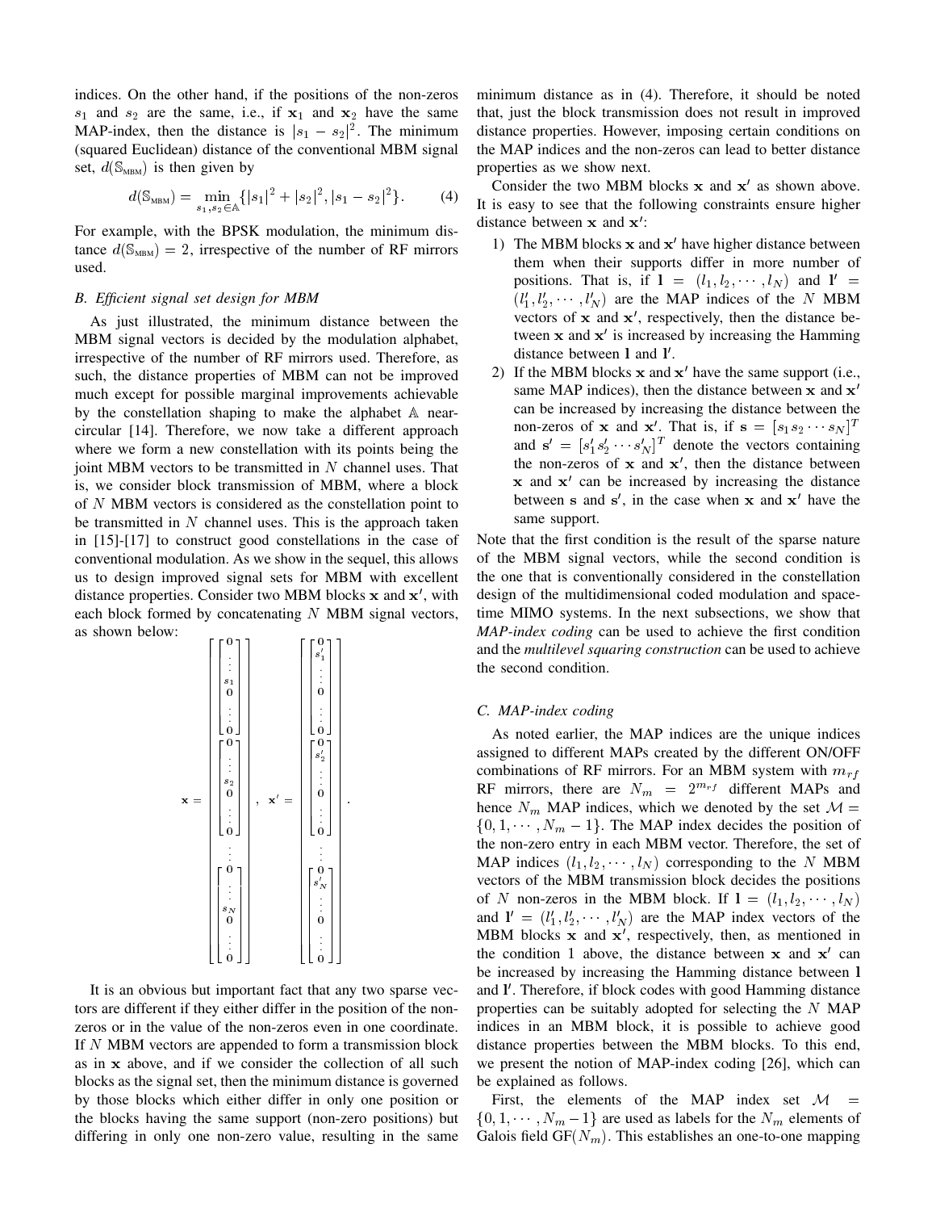indices. On the other hand, if the positions of the non-zeros $s_1$ and $s_2$ are the same, i.e., if $\mathbf{x}_1$ and $\mathbf{x}_2$ have the same MAP-index, then the distance is $|s_1 - s_2|^2$. The minimum (squared Euclidean) distance of the conventional MBM signal set, $d(\mathbb{S}_{\text{MBM}})$ is then given by

$$d(\mathbb{S}_{\text{MBM}}) = \min_{s_1, s_2 \in \mathbb{A}} \{|s_1|^2 + |s_2|^2, |s_1 - s_2|^2\}. \tag{4}$$

For example, with the BPSK modulation, the minimum distance $d(\mathbb{S}_{\text{MBM}}) = 2$, irrespective of the number of RF mirrors used.

### B. Efficient signal set design for MBM

As just illustrated, the minimum distance between the MBM signal vectors is decided by the modulation alphabet, irrespective of the number of RF mirrors used. Therefore, as such, the distance properties of MBM can not be improved much except for possible marginal improvements achievable by the constellation shaping to make the alphabet $\mathbb{A}$ near-circular [14]. Therefore, we now take a different approach where we form a new constellation with its points being the joint MBM vectors to be transmitted in $N$ channel uses. That is, we consider block transmission of MBM, where a block of $N$ MBM vectors is considered as the constellation point to be transmitted in $N$ channel uses. This is the approach taken in [15]-[17] to construct good constellations in the case of conventional modulation. As we show in the sequel, this allows us to design improved signal sets for MBM with excellent distance properties. Consider two MBM blocks $\mathbf{x}$ and $\mathbf{x}'$, with each block formed by concatenating $N$ MBM signal vectors, as shown below:

$$\mathbf{x} = \begin{bmatrix} \begin{bmatrix} 0 \\ \vdots \\ s_1 \\ 0 \\ \vdots \\ 0 \end{bmatrix} \\ \begin{bmatrix} 0 \\ \vdots \\ s_2 \\ 0 \\ \vdots \\ 0 \end{bmatrix} \\ \vdots \\ \begin{bmatrix} 0 \\ \vdots \\ s_N \\ 0 \\ \vdots \\ 0 \end{bmatrix} \end{bmatrix}, \quad \mathbf{x}' = \begin{bmatrix} \begin{bmatrix} 0 \\ s_1' \\ \vdots \\ 0 \\ \vdots \\ 0 \end{bmatrix} \\ \begin{bmatrix} 0 \\ s_2' \\ \vdots \\ 0 \\ \vdots \\ 0 \end{bmatrix} \\ \vdots \\ \begin{bmatrix} 0 \\ s_N' \\ \vdots \\ 0 \\ \vdots \\ 0 \end{bmatrix} \end{bmatrix}.$$

It is an obvious but important fact that any two sparse vectors are different if they either differ in the position of the non-zeros or in the value of the non-zeros even in one coordinate. If $N$ MBM vectors are appended to form a transmission block as in $\mathbf{x}$ above, and if we consider the collection of all such blocks as the signal set, then the minimum distance is governed by those blocks which either differ in only one position or the blocks having the same support (non-zero positions) but differing in only one non-zero value, resulting in the same minimum distance as in (4). Therefore, it should be noted that, just the block transmission does not result in improved distance properties. However, imposing certain conditions on the MAP indices and the non-zeros can lead to better distance properties as we show next.

Consider the two MBM blocks $\mathbf{x}$ and $\mathbf{x}'$ as shown above. It is easy to see that the following constraints ensure higher distance between $\mathbf{x}$ and $\mathbf{x}'$:

1) The MBM blocks $\mathbf{x}$ and $\mathbf{x}'$ have higher distance between them when their supports differ in more number of positions. That is, if $\mathbf{l} = (l_1, l_2, \cdots, l_N)$ and $\mathbf{l}' = (l_1', l_2', \cdots, l_N')$ are the MAP indices of the $N$ MBM vectors of $\mathbf{x}$ and $\mathbf{x}'$, respectively, then the distance between $\mathbf{x}$ and $\mathbf{x}'$ is increased by increasing the Hamming distance between $\mathbf{l}$ and $\mathbf{l}'$.
2) If the MBM blocks $\mathbf{x}$ and $\mathbf{x}'$ have the same support (i.e., same MAP indices), then the distance between $\mathbf{x}$ and $\mathbf{x}'$ can be increased by increasing the distance between the non-zeros of $\mathbf{x}$ and $\mathbf{x}'$. That is, if $\mathbf{s} = [s_1 s_2 \cdots s_N]^T$ and $\mathbf{s}' = [s_1' s_2' \cdots s_N']^T$ denote the vectors containing the non-zeros of $\mathbf{x}$ and $\mathbf{x}'$, then the distance between $\mathbf{x}$ and $\mathbf{x}'$ can be increased by increasing the distance between $\mathbf{s}$ and $\mathbf{s}'$, in the case when $\mathbf{x}$ and $\mathbf{x}'$ have the same support.

Note that the first condition is the result of the sparse nature of the MBM signal vectors, while the second condition is the one that is conventionally considered in the constellation design of the multidimensional coded modulation and space-time MIMO systems. In the next subsections, we show that *MAP-index coding* can be used to achieve the first condition and the *multilevel squaring construction* can be used to achieve the second condition.

### C. MAP-index coding

As noted earlier, the MAP indices are the unique indices assigned to different MAPs created by the different ON/OFF combinations of RF mirrors. For an MBM system with $m_{rf}$ RF mirrors, there are $N_m = 2^{m_{rf}}$ different MAPs and hence $N_m$ MAP indices, which we denoted by the set $\mathcal{M} = \{0, 1, \cdots, N_m - 1\}$. The MAP index decides the position of the non-zero entry in each MBM vector. Therefore, the set of MAP indices $(l_1, l_2, \cdots, l_N)$ corresponding to the $N$ MBM vectors of the MBM transmission block decides the positions of $N$ non-zeros in the MBM block. If $\mathbf{l} = (l_1, l_2, \cdots, l_N)$ and $\mathbf{l}' = (l_1', l_2', \cdots, l_N')$ are the MAP index vectors of the MBM blocks $\mathbf{x}$ and $\mathbf{x}'$, respectively, then, as mentioned in the condition 1 above, the distance between $\mathbf{x}$ and $\mathbf{x}'$ can be increased by increasing the Hamming distance between $\mathbf{l}$ and $\mathbf{l}'$. Therefore, if block codes with good Hamming distance properties can be suitably adopted for selecting the $N$ MAP indices in an MBM block, it is possible to achieve good distance properties between the MBM blocks. To this end, we present the notion of MAP-index coding [26], which can be explained as follows.

First, the elements of the MAP index set $\mathcal{M} = \{0, 1, \cdots, N_m - 1\}$ are used as labels for the $N_m$ elements of Galois field $\text{GF}(N_m)$. This establishes an one-to-one mapping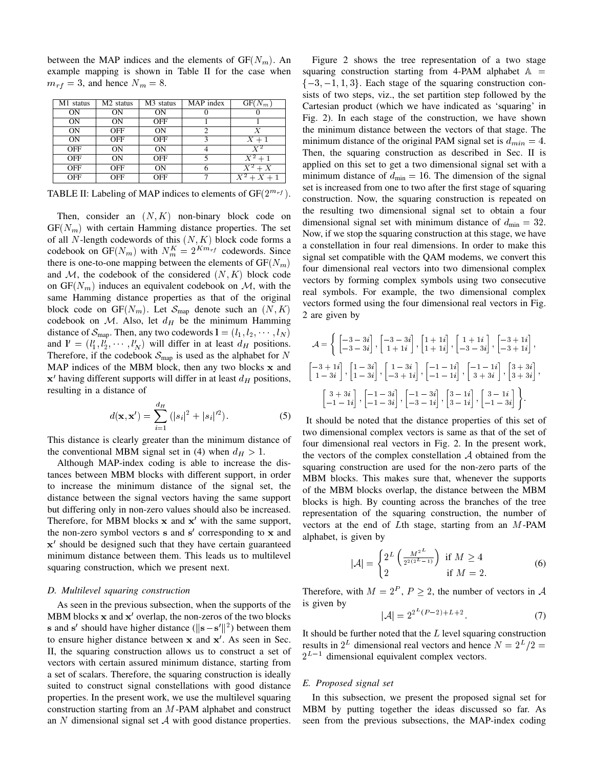between the MAP indices and the elements of GF($N_m$). An example mapping is shown in Table II for the case when $m_{rf} = 3$, and hence $N_m = 8$.

| M1 status | M2 status | M3 status | MAP index | GF($N_m$) |
|---|---|---|---|---|
| ON | ON | ON | 0 | 0 |
| ON | ON | OFF | 1 | 1 |
| ON | OFF | ON | 2 | $X$ |
| ON | OFF | OFF | 3 | $X+1$ |
| OFF | ON | ON | 4 | $X^2$ |
| OFF | ON | OFF | 5 | $X^2+1$ |
| OFF | OFF | ON | 6 | $X^2+X$ |
| OFF | OFF | OFF | 7 | $X^2+X+1$ |

TABLE II: Labeling of MAP indices to elements of GF($2^{m_{rf}}$).

Then, consider an $(N, K)$ non-binary block code on GF($N_m$) with certain Hamming distance properties. The set of all $N$-length codewords of this $(N, K)$ block code forms a codebook on GF($N_m$) with $N_m^K = 2^{Km_{rf}}$ codewords. Since there is one-to-one mapping between the elements of GF($N_m$) and $\mathcal{M}$, the codebook of the considered $(N, K)$ block code on GF($N_m$) induces an equivalent codebook on $\mathcal{M}$, with the same Hamming distance properties as that of the original block code on GF($N_m$). Let $\mathcal{S}_{\text{map}}$ denote such an $(N, K)$ codebook on $\mathcal{M}$. Also, let $d_H$ be the minimum Hamming distance of $\mathcal{S}_{\text{map}}$. Then, any two codewords $\mathbf{l} = (l_1, l_2, \cdots, l_N)$ and $\mathbf{l}' = (l'_1, l'_2, \cdots, l'_N)$ will differ in at least $d_H$ positions. Therefore, if the codebook $\mathcal{S}_{\text{map}}$ is used as the alphabet for $N$ MAP indices of the MBM block, then any two blocks $\mathbf{x}$ and $\mathbf{x}'$ having different supports will differ in at least $d_H$ positions, resulting in a distance of

$$d(\mathbf{x}, \mathbf{x}') = \sum_{i=1}^{d_H} (|s_i|^2 + |s_i|'^2). \tag{5}$$

This distance is clearly greater than the minimum distance of the conventional MBM signal set in (4) when $d_H > 1$.

Although MAP-index coding is able to increase the distances between MBM blocks with different support, in order to increase the minimum distance of the signal set, the distance between the signal vectors having the same support but differing only in non-zero values should also be increased. Therefore, for MBM blocks $\mathbf{x}$ and $\mathbf{x}'$ with the same support, the non-zero symbol vectors $\mathbf{s}$ and $\mathbf{s}'$ corresponding to $\mathbf{x}$ and $\mathbf{x}'$ should be designed such that they have certain guaranteed minimum distance between them. This leads us to multilevel squaring construction, which we present next.

### D. Multilevel squaring construction

As seen in the previous subsection, when the supports of the MBM blocks $\mathbf{x}$ and $\mathbf{x}'$ overlap, the non-zeros of the two blocks $\mathbf{s}$ and $\mathbf{s}'$ should have higher distance ($\|\mathbf{s}-\mathbf{s}'\|^2$) between them to ensure higher distance between $\mathbf{x}$ and $\mathbf{x}'$. As seen in Sec. II, the squaring construction allows us to construct a set of vectors with certain assured minimum distance, starting from a set of scalars. Therefore, the squaring construction is ideally suited to construct signal constellations with good distance properties. In the present work, we use the multilevel squaring construction starting from an $M$-PAM alphabet and construct an $N$ dimensional signal set $\mathcal{A}$ with good distance properties.

Figure 2 shows the tree representation of a two stage squaring construction starting from 4-PAM alphabet $\mathbb{A} = \{-3, -1, 1, 3\}$. Each stage of the squaring construction consists of two steps, viz., the set partition step followed by the Cartesian product (which we have indicated as 'squaring' in Fig. 2). In each stage of the construction, we have shown the minimum distance between the vectors of that stage. The minimum distance of the original PAM signal set is $d_{min} = 4$. Then, the squaring construction as described in Sec. II is applied on this set to get a two dimensional signal set with a minimum distance of $d_{\min} = 16$. The dimension of the signal set is increased from one to two after the first stage of squaring construction. Now, the squaring construction is repeated on the resulting two dimensional signal set to obtain a four dimensional signal set with minimum distance of $d_{\min} = 32$. Now, if we stop the squaring construction at this stage, we have a constellation in four real dimensions. In order to make this signal set compatible with the QAM modems, we convert this four dimensional real vectors into two dimensional complex vectors by forming complex symbols using two consecutive real symbols. For example, the two dimensional complex vectors formed using the four dimensional real vectors in Fig. 2 are given by

$$\mathcal{A} = \Bigg\{ \begin{bmatrix} -3-3i \\ -3-3i \end{bmatrix}, \begin{bmatrix} -3-3i \\ 1+1i \end{bmatrix}, \begin{bmatrix} 1+1i \\ 1+1i \end{bmatrix}, \begin{bmatrix} 1+1i \\ -3-3i \end{bmatrix}, \begin{bmatrix} -3+1i \\ -3+1i \end{bmatrix},$$
$$\begin{bmatrix} -3+1i \\ 1-3i \end{bmatrix}, \begin{bmatrix} 1-3i \\ 1-3i \end{bmatrix}, \begin{bmatrix} 1-3i \\ -3+1i \end{bmatrix}, \begin{bmatrix} -1-1i \\ -1-1i \end{bmatrix}, \begin{bmatrix} -1-1i \\ 3+3i \end{bmatrix}, \begin{bmatrix} 3+3i \\ 3+3i \end{bmatrix},$$
$$\begin{bmatrix} 3+3i \\ -1-1i \end{bmatrix}, \begin{bmatrix} -1-3i \\ -1-3i \end{bmatrix}, \begin{bmatrix} -1-3i \\ -3-1i \end{bmatrix}, \begin{bmatrix} 3-1i \\ 3-1i \end{bmatrix}, \begin{bmatrix} 3-1i \\ -1-3i \end{bmatrix} \Bigg\}.$$

It should be noted that the distance properties of this set of two dimensional complex vectors is same as that of the set of four dimensional real vectors in Fig. 2. In the present work, the vectors of the complex constellation $\mathcal{A}$ obtained from the squaring construction are used for the non-zero parts of the MBM blocks. This makes sure that, whenever the supports of the MBM blocks overlap, the distance between the MBM blocks is high. By counting across the branches of the tree representation of the squaring construction, the number of vectors at the end of $L$th stage, starting from an $M$-PAM alphabet, is given by

$$|\mathcal{A}| = \begin{cases} 2^L \left( \frac{M^{2^L}}{2^{2(2^L-1)}} \right) & \text{if } M \geq 4 \\ 2 & \text{if } M = 2. \end{cases} \tag{6}$$

Therefore, with $M = 2^P$, $P \geq 2$, the number of vectors in $\mathcal{A}$ is given by

$$|\mathcal{A}| = 2^{2^L(P-2)+L+2}. \tag{7}$$

It should be further noted that the $L$ level squaring construction results in $2^L$ dimensional real vectors and hence $N = 2^L/2 = 2^{L-1}$ dimensional equivalent complex vectors.

### E. Proposed signal set

In this subsection, we present the proposed signal set for MBM by putting together the ideas discussed so far. As seen from the previous subsections, the MAP-index coding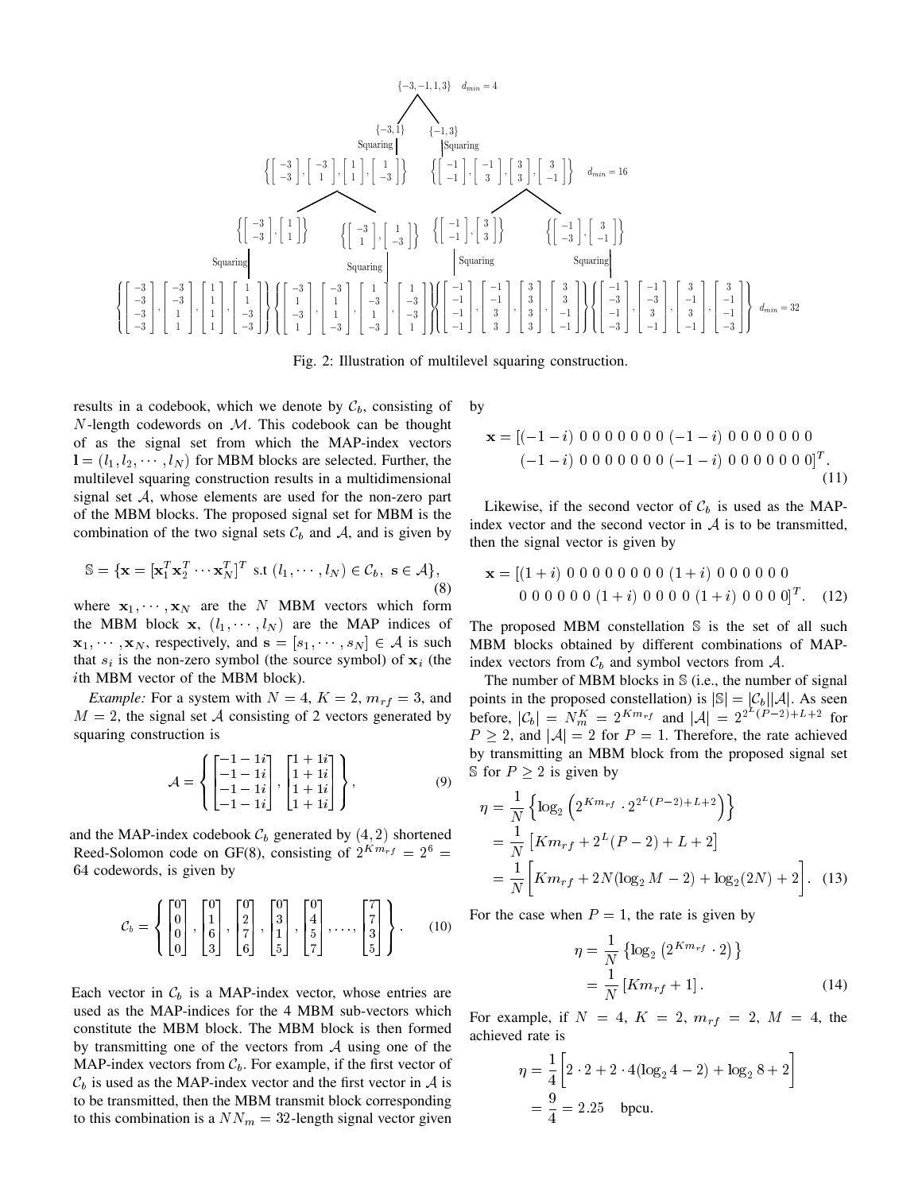$\{-3,-1,1,3\}$ $d_{min}=4$

$\{-3,1\}$ $\{-1,3\}$

Squaring | Squaring

$\left\{\begin{bmatrix}-3\\-3\end{bmatrix},\begin{bmatrix}-3\\1\end{bmatrix},\begin{bmatrix}1\\1\end{bmatrix},\begin{bmatrix}1\\-3\end{bmatrix}\right\}$ $\left\{\begin{bmatrix}-1\\-1\end{bmatrix},\begin{bmatrix}-1\\3\end{bmatrix},\begin{bmatrix}3\\3\end{bmatrix},\begin{bmatrix}3\\-1\end{bmatrix}\right\}$ $d_{min}=16$

$\left\{\begin{bmatrix}-3\\-3\end{bmatrix},\begin{bmatrix}1\\1\end{bmatrix}\right\}$ $\left\{\begin{bmatrix}-3\\1\end{bmatrix},\begin{bmatrix}1\\-3\end{bmatrix}\right\}$ $\left\{\begin{bmatrix}-1\\-1\end{bmatrix},\begin{bmatrix}3\\3\end{bmatrix}\right\}$ $\left\{\begin{bmatrix}-1\\-3\end{bmatrix},\begin{bmatrix}3\\-1\end{bmatrix}\right\}$

Squaring | Squaring | Squaring | Squaring

$\left\{\begin{bmatrix}-3\\-3\\-3\\-3\end{bmatrix},\begin{bmatrix}-3\\-3\\1\\1\end{bmatrix},\begin{bmatrix}1\\1\\1\\1\end{bmatrix},\begin{bmatrix}1\\1\\-3\\-3\end{bmatrix}\right\}\left\{\begin{bmatrix}-3\\1\\-3\\1\end{bmatrix},\begin{bmatrix}-3\\1\\1\\-3\end{bmatrix},\begin{bmatrix}1\\-3\\1\\-3\end{bmatrix},\begin{bmatrix}1\\-3\\-3\\1\end{bmatrix}\right\}\left\{\begin{bmatrix}-1\\-1\\-1\\-1\end{bmatrix},\begin{bmatrix}-1\\-1\\3\\3\end{bmatrix},\begin{bmatrix}3\\3\\3\\3\end{bmatrix},\begin{bmatrix}3\\3\\-1\\-1\end{bmatrix}\right\}\left\{\begin{bmatrix}-1\\-3\\-1\\-3\end{bmatrix},\begin{bmatrix}-1\\-3\\3\\-1\end{bmatrix},\begin{bmatrix}3\\-1\\3\\-1\end{bmatrix},\begin{bmatrix}3\\-1\\-1\\-3\end{bmatrix}\right\}$ $d_{min}=32$

Fig. 2: Illustration of multilevel squaring construction.

results in a codebook, which we denote by $\mathcal{C}_b$, consisting of $N$-length codewords on $\mathcal{M}$. This codebook can be thought of as the signal set from which the MAP-index vectors $\mathbf{l}=(l_1,l_2,\cdots,l_N)$ for MBM blocks are selected. Further, the multilevel squaring construction results in a multidimensional signal set $\mathcal{A}$, whose elements are used for the non-zero part of the MBM blocks. The proposed signal set for MBM is the combination of the two signal sets $\mathcal{C}_b$ and $\mathcal{A}$, and is given by

$$\mathbb{S}=\{\mathbf{x}=[\mathbf{x}_1^T\mathbf{x}_2^T\cdots\mathbf{x}_N^T]^T \text{ s.t } (l_1,\cdots,l_N)\in\mathcal{C}_b,\ \mathbf{s}\in\mathcal{A}\}, \tag{8}$$

where $\mathbf{x}_1,\cdots,\mathbf{x}_N$ are the $N$ MBM vectors which form the MBM block $\mathbf{x}$, $(l_1,\cdots,l_N)$ are the MAP indices of $\mathbf{x}_1,\cdots,\mathbf{x}_N$, respectively, and $\mathbf{s}=[s_1,\cdots,s_N]\in\mathcal{A}$ is such that $s_i$ is the non-zero symbol (the source symbol) of $\mathbf{x}_i$ (the $i$th MBM vector of the MBM block).

*Example:* For a system with $N=4$, $K=2$, $m_{rf}=3$, and $M=2$, the signal set $\mathcal{A}$ consisting of 2 vectors generated by squaring construction is

$$\mathcal{A}=\left\{\begin{bmatrix}-1-1i\\-1-1i\\-1-1i\\-1-1i\end{bmatrix},\begin{bmatrix}1+1i\\1+1i\\1+1i\\1+1i\end{bmatrix}\right\}, \tag{9}$$

and the MAP-index codebook $\mathcal{C}_b$ generated by $(4,2)$ shortened Reed-Solomon code on GF(8), consisting of $2^{Km_{rf}}=2^6=64$ codewords, is given by

$$\mathcal{C}_b=\left\{\begin{bmatrix}0\\0\\0\\0\end{bmatrix},\begin{bmatrix}0\\1\\6\\3\end{bmatrix},\begin{bmatrix}0\\2\\7\\6\end{bmatrix},\begin{bmatrix}0\\3\\1\\5\end{bmatrix},\begin{bmatrix}0\\4\\5\\7\end{bmatrix},\ldots,\begin{bmatrix}7\\7\\3\\5\end{bmatrix}\right\}. \tag{10}$$

Each vector in $\mathcal{C}_b$ is a MAP-index vector, whose entries are used as the MAP-indices for the 4 MBM sub-vectors which constitute the MBM block. The MBM block is then formed by transmitting one of the vectors from $\mathcal{A}$ using one of the MAP-index vectors from $\mathcal{C}_b$. For example, if the first vector of $\mathcal{C}_b$ is used as the MAP-index vector and the first vector in $\mathcal{A}$ is to be transmitted, then the MBM transmit block corresponding to this combination is a $NN_m=32$-length signal vector given by

$$\begin{aligned}\mathbf{x}=[&(-1-i)\ 0\ 0\ 0\ 0\ 0\ 0\ 0\ (-1-i)\ 0\ 0\ 0\ 0\ 0\ 0\ 0\\ &(-1-i)\ 0\ 0\ 0\ 0\ 0\ 0\ 0\ (-1-i)\ 0\ 0\ 0\ 0\ 0\ 0\ 0]^T.\end{aligned} \tag{11}$$

Likewise, if the second vector of $\mathcal{C}_b$ is used as the MAP-index vector and the second vector in $\mathcal{A}$ is to be transmitted, then the signal vector is given by

$$\begin{aligned}\mathbf{x}=[&(1+i)\ 0\ 0\ 0\ 0\ 0\ 0\ 0\ 0\ (1+i)\ 0\ 0\ 0\ 0\ 0\ 0\\ &0\ 0\ 0\ 0\ 0\ 0\ (1+i)\ 0\ 0\ 0\ 0\ (1+i)\ 0\ 0\ 0\ 0]^T.\end{aligned} \tag{12}$$

The proposed MBM constellation $\mathbb{S}$ is the set of all such MBM blocks obtained by different combinations of MAP-index vectors from $\mathcal{C}_b$ and symbol vectors from $\mathcal{A}$.

The number of MBM blocks in $\mathbb{S}$ (i.e., the number of signal points in the proposed constellation) is $|\mathbb{S}|=|\mathcal{C}_b||\mathcal{A}|$. As seen before, $|\mathcal{C}_b|=N_m^K=2^{Km_{rf}}$ and $|\mathcal{A}|=2^{2^L(P-2)+L+2}$ for $P\geq 2$, and $|\mathcal{A}|=2$ for $P=1$. Therefore, the rate achieved by transmitting an MBM block from the proposed signal set $\mathbb{S}$ for $P\geq 2$ is given by

$$\begin{aligned}\eta&=\frac{1}{N}\left\{\log_2\left(2^{Km_{rf}}\cdot 2^{2^L(P-2)+L+2}\right)\right\}\\ &=\frac{1}{N}\left[Km_{rf}+2^L(P-2)+L+2\right]\\ &=\frac{1}{N}\bigg[Km_{rf}+2N(\log_2 M-2)+\log_2(2N)+2\bigg].\end{aligned} \tag{13}$$

For the case when $P=1$, the rate is given by

$$\begin{aligned}\eta&=\frac{1}{N}\left\{\log_2\left(2^{Km_{rf}}\cdot 2\right)\right\}\\ &=\frac{1}{N}\left[Km_{rf}+1\right].\end{aligned} \tag{14}$$

For example, if $N=4$, $K=2$, $m_{rf}=2$, $M=4$, the achieved rate is

$$\begin{aligned}\eta&=\frac{1}{4}\bigg[2\cdot 2+2\cdot 4(\log_2 4-2)+\log_2 8+2\bigg]\\ &=\frac{9}{4}=2.25\quad\text{bpcu.}\end{aligned}$$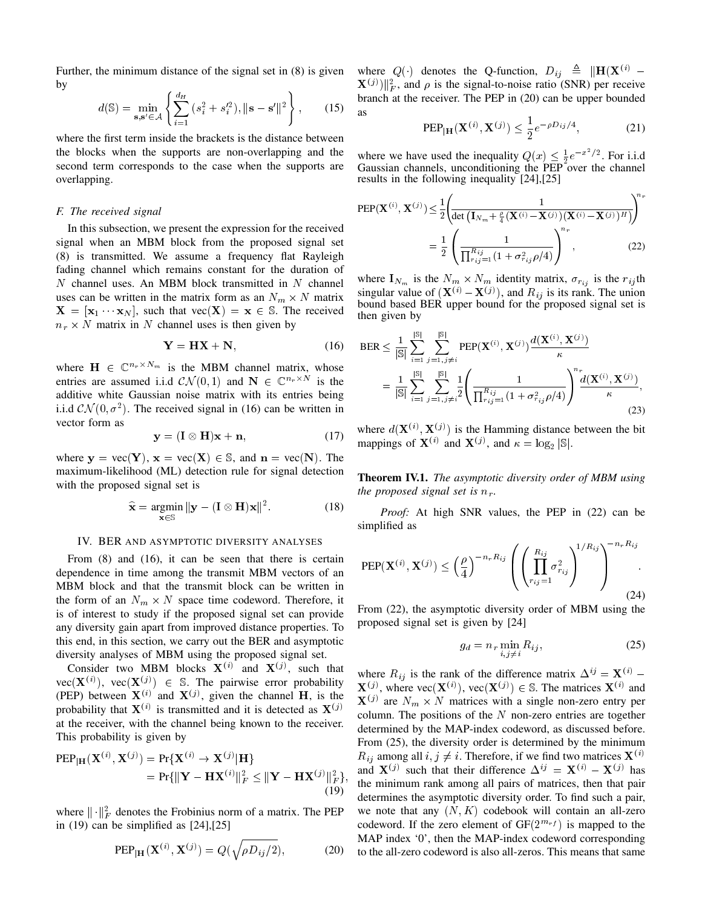Further, the minimum distance of the signal set in (8) is given by

$$d(\mathbb{S}) = \min_{\mathbf{s},\mathbf{s}' \in \mathcal{A}} \left\{ \sum_{i=1}^{d_H} (s_i^2 + s_i'^2), \|\mathbf{s} - \mathbf{s}'\|^2 \right\}, \quad (15)$$

where the first term inside the brackets is the distance between the blocks when the supports are non-overlapping and the second term corresponds to the case when the supports are overlapping.

### F. The received signal

In this subsection, we present the expression for the received signal when an MBM block from the proposed signal set (8) is transmitted. We assume a frequency flat Rayleigh fading channel which remains constant for the duration of $N$ channel uses. An MBM block transmitted in $N$ channel uses can be written in the matrix form as an $N_m \times N$ matrix $\mathbf{X} = [\mathbf{x}_1 \cdots \mathbf{x}_N]$, such that $\text{vec}(\mathbf{X}) = \mathbf{x} \in \mathbb{S}$. The received $n_r \times N$ matrix in $N$ channel uses is then given by

$$\mathbf{Y} = \mathbf{H}\mathbf{X} + \mathbf{N}, \quad (16)$$

where $\mathbf{H} \in \mathbb{C}^{n_r \times N_m}$ is the MBM channel matrix, whose entries are assumed i.i.d $\mathcal{CN}(0,1)$ and $\mathbf{N} \in \mathbb{C}^{n_r \times N}$ is the additive white Gaussian noise matrix with its entries being i.i.d $\mathcal{CN}(0,\sigma^2)$. The received signal in (16) can be written in vector form as

$$\mathbf{y} = (\mathbf{I} \otimes \mathbf{H})\mathbf{x} + \mathbf{n}, \quad (17)$$

where $\mathbf{y} = \text{vec}(\mathbf{Y})$, $\mathbf{x} = \text{vec}(\mathbf{X}) \in \mathbb{S}$, and $\mathbf{n} = \text{vec}(\mathbf{N})$. The maximum-likelihood (ML) detection rule for signal detection with the proposed signal set is

$$\widehat{\mathbf{x}} = \underset{\mathbf{x} \in \mathbb{S}}{\text{argmin}} \|\mathbf{y} - (\mathbf{I} \otimes \mathbf{H})\mathbf{x}\|^2. \quad (18)$$

## IV. BER and asymptotic diversity analyses

From (8) and (16), it can be seen that there is certain dependence in time among the transmit MBM vectors of an MBM block and that the transmit block can be written in the form of an $N_m \times N$ space time codeword. Therefore, it is of interest to study if the proposed signal set can provide any diversity gain apart from improved distance properties. To this end, in this section, we carry out the BER and asymptotic diversity analyses of MBM using the proposed signal set.

Consider two MBM blocks $\mathbf{X}^{(i)}$ and $\mathbf{X}^{(j)}$, such that $\text{vec}(\mathbf{X}^{(i)})$, $\text{vec}(\mathbf{X}^{(j)}) \in \mathbb{S}$. The pairwise error probability (PEP) between $\mathbf{X}^{(i)}$ and $\mathbf{X}^{(j)}$, given the channel $\mathbf{H}$, is the probability that $\mathbf{X}^{(i)}$ is transmitted and it is detected as $\mathbf{X}^{(j)}$ at the receiver, with the channel being known to the receiver. This probability is given by

$$\begin{aligned}\text{PEP}_{|\mathbf{H}}(\mathbf{X}^{(i)}, \mathbf{X}^{(j)}) &= \Pr\{\mathbf{X}^{(i)} \to \mathbf{X}^{(j)} | \mathbf{H}\} \\ &= \Pr\{\|\mathbf{Y} - \mathbf{H}\mathbf{X}^{(i)}\|_F^2 \leq \|\mathbf{Y} - \mathbf{H}\mathbf{X}^{(j)}\|_F^2\},\end{aligned} \quad (19)$$

where $\|\cdot\|_F^2$ denotes the Frobinius norm of a matrix. The PEP in (19) can be simplified as [24],[25]

$$\text{PEP}_{|\mathbf{H}}(\mathbf{X}^{(i)}, \mathbf{X}^{(j)}) = Q(\sqrt{\rho D_{ij}/2}), \quad (20)$$

where $Q(\cdot)$ denotes the Q-function, $D_{ij} \triangleq \|\mathbf{H}(\mathbf{X}^{(i)} - \mathbf{X}^{(j)})\|_F^2$, and $\rho$ is the signal-to-noise ratio (SNR) per receive branch at the receiver. The PEP in (20) can be upper bounded as

$$\text{PEP}_{|\mathbf{H}}(\mathbf{X}^{(i)}, \mathbf{X}^{(j)}) \leq \frac{1}{2} e^{-\rho D_{ij}/4}, \quad (21)$$

where we have used the inequality $Q(x) \leq \frac{1}{2}e^{-x^2/2}$. For i.i.d Gaussian channels, unconditioning the PEP over the channel results in the following inequality [24],[25]

$$\begin{aligned}\text{PEP}(\mathbf{X}^{(i)}, \mathbf{X}^{(j)}) &\leq \frac{1}{2}\left(\frac{1}{\det\left(\mathbf{I}_{N_m} + \frac{\rho}{4}(\mathbf{X}^{(i)} - \mathbf{X}^{(j)})(\mathbf{X}^{(i)} - \mathbf{X}^{(j)})^H\right)}\right)^{n_r} \\ &= \frac{1}{2}\left(\frac{1}{\prod_{r_{ij}=1}^{R_{ij}}(1 + \sigma_{r_{ij}}^2 \rho/4)}\right)^{n_r},\end{aligned} \quad (22)$$

where $\mathbf{I}_{N_m}$ is the $N_m \times N_m$ identity matrix, $\sigma_{r_{ij}}$ is the $r_{ij}$th singular value of $(\mathbf{X}^{(i)} - \mathbf{X}^{(j)})$, and $R_{ij}$ is its rank. The union bound based BER upper bound for the proposed signal set is then given by

$$\begin{aligned}\text{BER} &\leq \frac{1}{|\mathbb{S}|}\sum_{i=1}^{|\mathbb{S}|}\sum_{j=1, j\neq i}^{|\mathbb{S}|} \text{PEP}(\mathbf{X}^{(i)}, \mathbf{X}^{(j)})\frac{d(\mathbf{X}^{(i)}, \mathbf{X}^{(j)})}{\kappa} \\ &= \frac{1}{|\mathbb{S}|}\sum_{i=1}^{|\mathbb{S}|}\sum_{j=1, j\neq i}^{|\mathbb{S}|} \frac{1}{2}\left(\frac{1}{\prod_{r_{ij}=1}^{R_{ij}}(1 + \sigma_{r_{ij}}^2 \rho/4)}\right)^{n_r}\frac{d(\mathbf{X}^{(i)}, \mathbf{X}^{(j)})}{\kappa},\end{aligned} \quad (23)$$

where $d(\mathbf{X}^{(i)}, \mathbf{X}^{(j)})$ is the Hamming distance between the bit mappings of $\mathbf{X}^{(i)}$ and $\mathbf{X}^{(j)}$, and $\kappa = \log_2 |\mathbb{S}|$.

**Theorem IV.1.** *The asymptotic diversity order of MBM using the proposed signal set is $n_r$.*

*Proof:* At high SNR values, the PEP in (22) can be simplified as

$$\text{PEP}(\mathbf{X}^{(i)}, \mathbf{X}^{(j)}) \leq \left(\frac{\rho}{4}\right)^{-n_r R_{ij}} \left(\left(\prod_{r_{ij}=1}^{R_{ij}} \sigma_{r_{ij}}^2\right)^{1/R_{ij}}\right)^{-n_r R_{ij}}. \quad (24)$$

From (22), the asymptotic diversity order of MBM using the proposed signal set is given by [24]

$$g_d = n_r \min_{i,j\neq i} R_{ij}, \quad (25)$$

where $R_{ij}$ is the rank of the difference matrix $\Delta^{ij} = \mathbf{X}^{(i)} - \mathbf{X}^{(j)}$, where $\text{vec}(\mathbf{X}^{(i)})$, $\text{vec}(\mathbf{X}^{(j)}) \in \mathbb{S}$. The matrices $\mathbf{X}^{(i)}$ and $\mathbf{X}^{(j)}$ are $N_m \times N$ matrices with a single non-zero entry per column. The positions of the $N$ non-zero entries are together determined by the MAP-index codeword, as discussed before. From (25), the diversity order is determined by the minimum $R_{ij}$ among all $i, j \neq i$. Therefore, if we find two matrices $\mathbf{X}^{(i)}$ and $\mathbf{X}^{(j)}$ such that their difference $\Delta^{ij} = \mathbf{X}^{(i)} - \mathbf{X}^{(j)}$ has the minimum rank among all pairs of matrices, then that pair determines the asymptotic diversity order. To find such a pair, we note that any $(N, K)$ codebook will contain an all-zero codeword. If the zero element of $\text{GF}(2^{m_{rf}})$ is mapped to the MAP index '0', then the MAP-index codeword corresponding to the all-zero codeword is also all-zeros. This means that same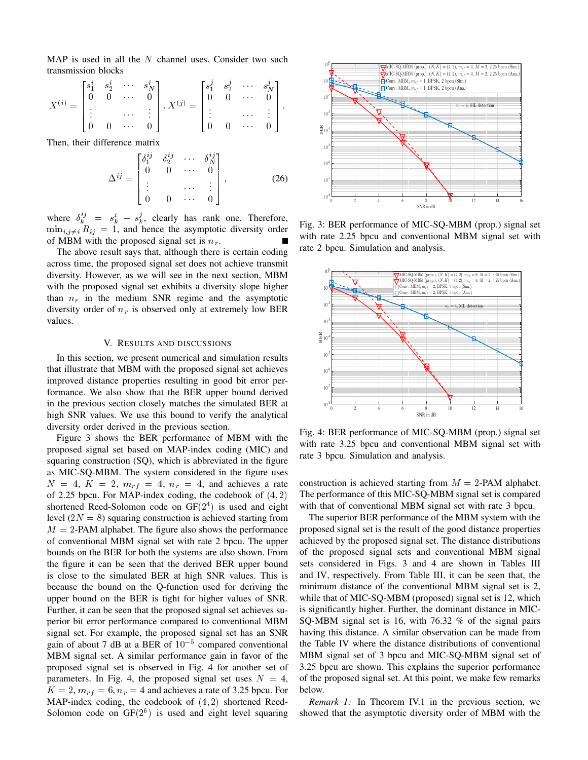MAP is used in all the $N$ channel uses. Consider two such transmission blocks

$$X^{(i)} = \begin{bmatrix} s_1^i & s_2^i & \cdots & s_N^i \\ 0 & 0 & \cdots & 0 \\ \vdots & & \cdots & \vdots \\ 0 & 0 & \cdots & 0 \end{bmatrix}, X^{(j)} = \begin{bmatrix} s_1^j & s_2^j & \cdots & s_N^j \\ 0 & 0 & \cdots & 0 \\ \vdots & & \cdots & \vdots \\ 0 & 0 & \cdots & 0 \end{bmatrix}.$$

Then, their difference matrix

$$\Delta^{ij} = \begin{bmatrix} \delta_1^{ij} & \delta_2^{ij} & \cdots & \delta_N^{ij} \\ 0 & 0 & \cdots & 0 \\ \vdots & & \cdots & \vdots \\ 0 & 0 & \cdots & 0 \end{bmatrix}, \tag{26}$$

where $\delta_k^{ij} = s_k^i - s_k^j$, clearly has rank one. Therefore, $\min_{i,j \neq i} R_{ij} = 1$, and hence the asymptotic diversity order of MBM with the proposed signal set is $n_r$. ∎

The above result says that, although there is certain coding across time, the proposed signal set does not achieve transmit diversity. However, as we will see in the next section, MBM with the proposed signal set exhibits a diversity slope higher than $n_r$ in the medium SNR regime and the asymptotic diversity order of $n_r$ is observed only at extremely low BER values.

## V. Results and discussions

In this section, we present numerical and simulation results that illustrate that MBM with the proposed signal set achieves improved distance properties resulting in good bit error performance. We also show that the BER upper bound derived in the previous section closely matches the simulated BER at high SNR values. We use this bound to verify the analytical diversity order derived in the previous section.

Figure 3 shows the BER performance of MBM with the proposed signal set based on MAP-index coding (MIC) and squaring construction (SQ), which is abbreviated in the figure as MIC-SQ-MBM. The system considered in the figure uses $N = 4$, $K = 2$, $m_{rf} = 4$, $n_r = 4$, and achieves a rate of 2.25 bpcu. For MAP-index coding, the codebook of $(4, 2)$ shortened Reed-Solomon code on GF$(2^4)$ is used and eight level ($2N = 8$) squaring construction is achieved starting from $M = 2$-PAM alphabet. The figure also shows the performance of conventional MBM signal set with rate 2 bpcu. The upper bounds on the BER for both the systems are also shown. From the figure it can be seen that the derived BER upper bound is close to the simulated BER at high SNR values. This is because the bound on the Q-function used for deriving the upper bound on the BER is tight for higher values of SNR. Further, it can be seen that the proposed signal set achieves superior bit error performance compared to conventional MBM signal set. For example, the proposed signal set has an SNR gain of about 7 dB at a BER of $10^{-5}$ compared conventional MBM signal set. A similar performance gain in favor of the proposed signal set is observed in Fig. 4 for another set of parameters. In Fig. 4, the proposed signal set uses $N = 4$, $K = 2, m_{rf} = 6, n_r = 4$ and achieves a rate of 3.25 bpcu. For MAP-index coding, the codebook of $(4, 2)$ shortened Reed-Solomon code on GF$(2^6)$ is used and eight level squaring construction is achieved starting from $M = 2$-PAM alphabet. The performance of this MIC-SQ-MBM signal set is compared with that of conventional MBM signal set with rate 3 bpcu.

Fig. 3: BER performance of MIC-SQ-MBM (prop.) signal set with rate 2.25 bpcu and conventional MBM signal set with rate 2 bpcu. Simulation and analysis.

Fig. 4: BER performance of MIC-SQ-MBM (prop.) signal set with rate 3.25 bpcu and conventional MBM signal set with rate 3 bpcu. Simulation and analysis.

The superior BER performance of the MBM system with the proposed signal set is the result of the good distance properties achieved by the proposed signal set. The distance distributions of the proposed signal sets and conventional MBM signal sets considered in Figs. 3 and 4 are shown in Tables III and IV, respectively. From Table III, it can be seen that, the minimum distance of the conventional MBM signal set is 2, while that of MIC-SQ-MBM (proposed) signal set is 12, which is significantly higher. Further, the dominant distance in MIC-SQ-MBM signal set is 16, with 76.32 % of the signal pairs having this distance. A similar observation can be made from the Table IV where the distance distributions of conventional MBM signal set of 3 bpcu and MIC-SQ-MBM signal set of 3.25 bpcu are shown. This explains the superior performance of the proposed signal set. At this point, we make few remarks below.

*Remark 1:* In Theorem IV.1 in the previous section, we showed that the asymptotic diversity order of MBM with the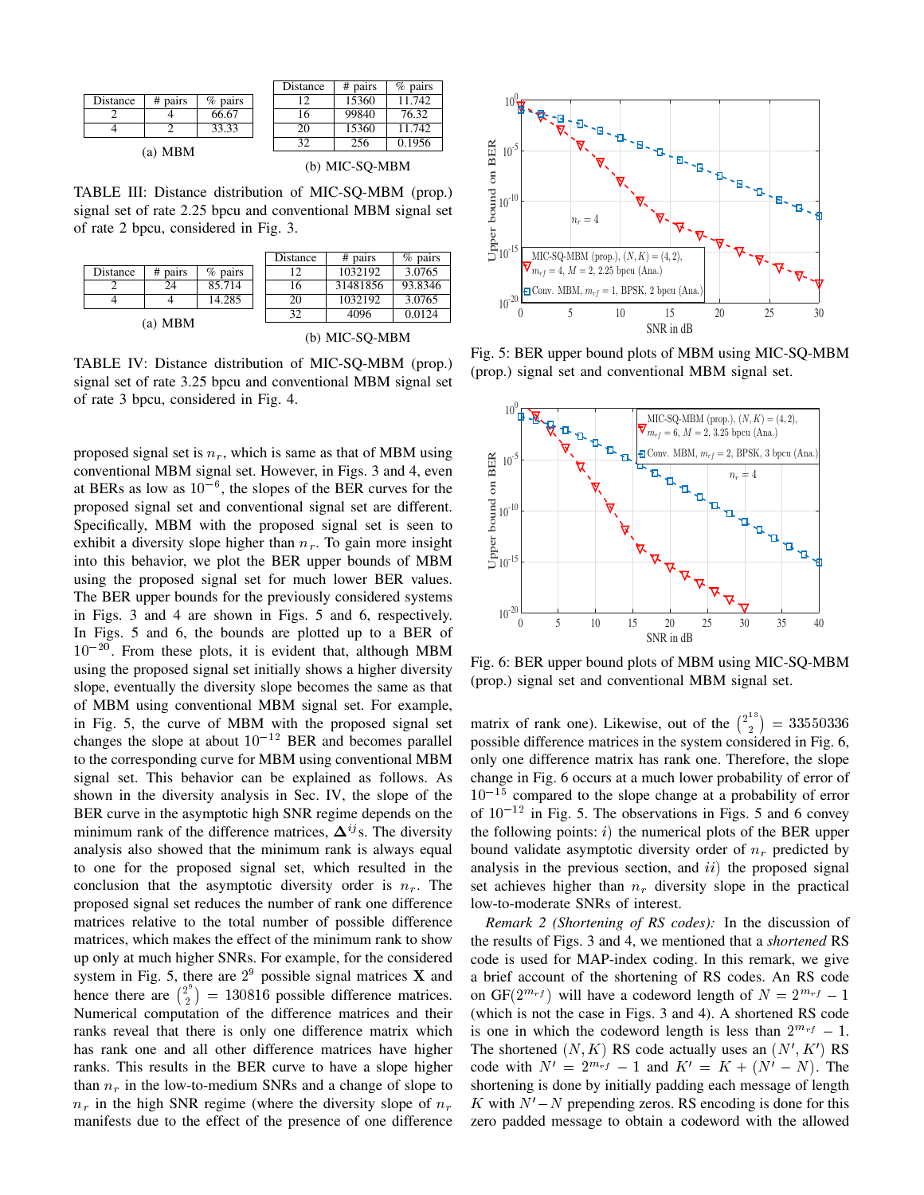| Distance | # pairs | % pairs |
|---|---|---|
| 2 | 4 | 66.67 |
| 4 | 2 | 33.33 |

(a) MBM

| Distance | # pairs | % pairs |
|---|---|---|
| 12 | 15360 | 11.742 |
| 16 | 99840 | 76.32 |
| 20 | 15360 | 11.742 |
| 32 | 256 | 0.1956 |

(b) MIC-SQ-MBM

TABLE III: Distance distribution of MIC-SQ-MBM (prop.) signal set of rate 2.25 bpcu and conventional MBM signal set of rate 2 bpcu, considered in Fig. 3.

| Distance | # pairs | % pairs |
|---|---|---|
| 2 | 24 | 85.714 |
| 4 | 4 | 14.285 |

(a) MBM

| Distance | # pairs | % pairs |
|---|---|---|
| 12 | 1032192 | 3.0765 |
| 16 | 31481856 | 93.8346 |
| 20 | 1032192 | 3.0765 |
| 32 | 4096 | 0.0124 |

(b) MIC-SQ-MBM

TABLE IV: Distance distribution of MIC-SQ-MBM (prop.) signal set of rate 3.25 bpcu and conventional MBM signal set of rate 3 bpcu, considered in Fig. 4.

proposed signal set is $n_r$, which is same as that of MBM using conventional MBM signal set. However, in Figs. 3 and 4, even at BERs as low as $10^{-6}$, the slopes of the BER curves for the proposed signal set and conventional signal set are different. Specifically, MBM with the proposed signal set is seen to exhibit a diversity slope higher than $n_r$. To gain more insight into this behavior, we plot the BER upper bounds of MBM using the proposed signal set for much lower BER values. The BER upper bounds for the previously considered systems in Figs. 3 and 4 are shown in Figs. 5 and 6, respectively. In Figs. 5 and 6, the bounds are plotted up to a BER of $10^{-20}$. From these plots, it is evident that, although MBM using the proposed signal set initially shows a higher diversity slope, eventually the diversity slope becomes the same as that of MBM using conventional MBM signal set. For example, in Fig. 5, the curve of MBM with the proposed signal set changes the slope at about $10^{-12}$ BER and becomes parallel to the corresponding curve for MBM using conventional MBM signal set. This behavior can be explained as follows. As shown in the diversity analysis in Sec. IV, the slope of the BER curve in the asymptotic high SNR regime depends on the minimum rank of the difference matrices, $\mathbf{\Delta}^{ij}$s. The diversity analysis also showed that the minimum rank is always equal to one for the proposed signal set, which resulted in the conclusion that the asymptotic diversity order is $n_r$. The proposed signal set reduces the number of rank one difference matrices relative to the total number of possible difference matrices, which makes the effect of the minimum rank to show up only at much higher SNRs. For example, for the considered system in Fig. 5, there are $2^9$ possible signal matrices $\mathbf{X}$ and hence there are $\binom{2^9}{2} = 130816$ possible difference matrices. Numerical computation of the difference matrices and their ranks reveal that there is only one difference matrix which has rank one and all other difference matrices have higher ranks. This results in the BER curve to have a slope higher than $n_r$ in the low-to-medium SNRs and a change of slope to $n_r$ in the high SNR regime (where the diversity slope of $n_r$ manifests due to the effect of the presence of one difference matrix of rank one). Likewise, out of the $\binom{2^{13}}{2} = 33550336$ possible difference matrices in the system considered in Fig. 6, only one difference matrix has rank one. Therefore, the slope change in Fig. 6 occurs at a much lower probability of error of $10^{-15}$ compared to the slope change at a probability of error of $10^{-12}$ in Fig. 5. The observations in Figs. 5 and 6 convey the following points: $i)$ the numerical plots of the BER upper bound validate asymptotic diversity order of $n_r$ predicted by analysis in the previous section, and $ii)$ the proposed signal set achieves higher than $n_r$ diversity slope in the practical low-to-moderate SNRs of interest.

Fig. 5: BER upper bound plots of MBM using MIC-SQ-MBM (prop.) signal set and conventional MBM signal set.

Fig. 6: BER upper bound plots of MBM using MIC-SQ-MBM (prop.) signal set and conventional MBM signal set.

*Remark 2 (Shortening of RS codes):* In the discussion of the results of Figs. 3 and 4, we mentioned that a *shortened* RS code is used for MAP-index coding. In this remark, we give a brief account of the shortening of RS codes. An RS code on GF($2^{m_{rf}}$) will have a codeword length of $N = 2^{m_{rf}} - 1$ (which is not the case in Figs. 3 and 4). A shortened RS code is one in which the codeword length is less than $2^{m_{rf}} - 1$. The shortened $(N, K)$ RS code actually uses an $(N', K')$ RS code with $N' = 2^{m_{rf}} - 1$ and $K' = K + (N' - N)$. The shortening is done by initially padding each message of length $K$ with $N' - N$ prepending zeros. RS encoding is done for this zero padded message to obtain a codeword with the allowed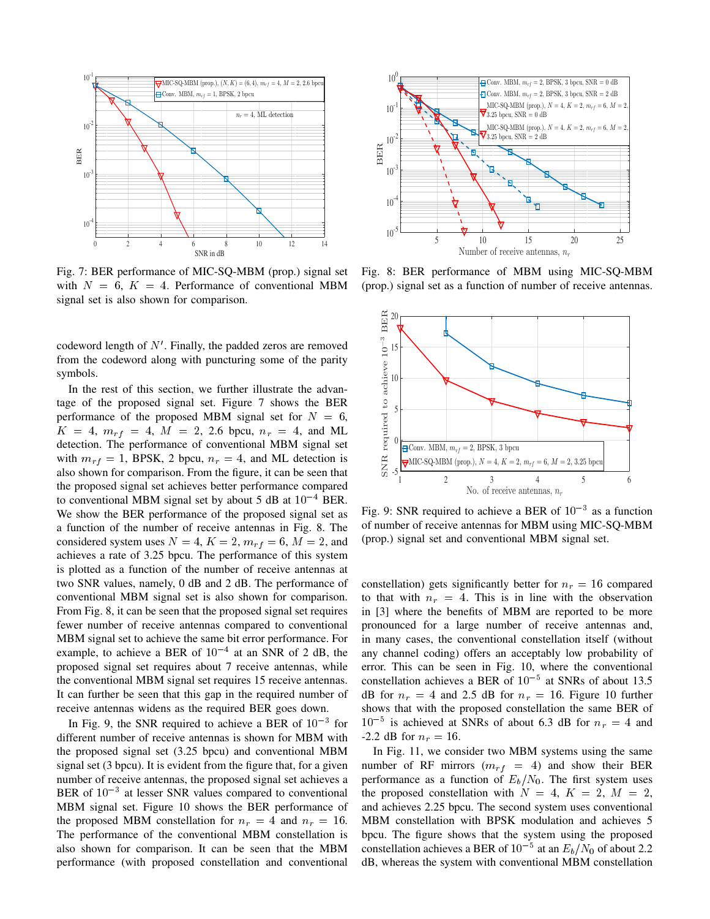Fig. 7: BER performance of MIC-SQ-MBM (prop.) signal set with $N = 6$, $K = 4$. Performance of conventional MBM signal set is also shown for comparison.

Fig. 8: BER performance of MBM using MIC-SQ-MBM (prop.) signal set as a function of number of receive antennas.

Fig. 9: SNR required to achieve a BER of $10^{-3}$ as a function of number of receive antennas for MBM using MIC-SQ-MBM (prop.) signal set and conventional MBM signal set.

codeword length of $N'$. Finally, the padded zeros are removed from the codeword along with puncturing some of the parity symbols.

In the rest of this section, we further illustrate the advantage of the proposed signal set. Figure 7 shows the BER performance of the proposed MBM signal set for $N = 6$, $K = 4$, $m_{rf} = 4$, $M = 2$, 2.6 bpcu, $n_r = 4$, and ML detection. The performance of conventional MBM signal set with $m_{rf} = 1$, BPSK, 2 bpcu, $n_r = 4$, and ML detection is also shown for comparison. From the figure, it can be seen that the proposed signal set achieves better performance compared to conventional MBM signal set by about 5 dB at $10^{-4}$ BER. We show the BER performance of the proposed signal set as a function of the number of receive antennas in Fig. 8. The considered system uses $N = 4$, $K = 2$, $m_{rf} = 6$, $M = 2$, and achieves a rate of 3.25 bpcu. The performance of this system is plotted as a function of the number of receive antennas at two SNR values, namely, 0 dB and 2 dB. The performance of conventional MBM signal set is also shown for comparison. From Fig. 8, it can be seen that the proposed signal set requires fewer number of receive antennas compared to conventional MBM signal set to achieve the same bit error performance. For example, to achieve a BER of $10^{-4}$ at an SNR of 2 dB, the proposed signal set requires about 7 receive antennas, while the conventional MBM signal set requires 15 receive antennas. It can further be seen that this gap in the required number of receive antennas widens as the required BER goes down.

In Fig. 9, the SNR required to achieve a BER of $10^{-3}$ for different number of receive antennas is shown for MBM with the proposed signal set (3.25 bpcu) and conventional MBM signal set (3 bpcu). It is evident from the figure that, for a given number of receive antennas, the proposed signal set achieves a BER of $10^{-3}$ at lesser SNR values compared to conventional MBM signal set. Figure 10 shows the BER performance of the proposed MBM constellation for $n_r = 4$ and $n_r = 16$. The performance of the conventional MBM constellation is also shown for comparison. It can be seen that the MBM performance (with proposed constellation and conventional constellation) gets significantly better for $n_r = 16$ compared to that with $n_r = 4$. This is in line with the observation in [3] where the benefits of MBM are reported to be more pronounced for a large number of receive antennas and, in many cases, the conventional constellation itself (without any channel coding) offers an acceptably low probability of error. This can be seen in Fig. 10, where the conventional constellation achieves a BER of $10^{-5}$ at SNRs of about 13.5 dB for $n_r = 4$ and 2.5 dB for $n_r = 16$. Figure 10 further shows that with the proposed constellation the same BER of $10^{-5}$ is achieved at SNRs of about 6.3 dB for $n_r = 4$ and -2.2 dB for $n_r = 16$.

In Fig. 11, we consider two MBM systems using the same number of RF mirrors ($m_{rf} = 4$) and show their BER performance as a function of $E_b/N_0$. The first system uses the proposed constellation with $N = 4$, $K = 2$, $M = 2$, and achieves 2.25 bpcu. The second system uses conventional MBM constellation with BPSK modulation and achieves 5 bpcu. The figure shows that the system using the proposed constellation achieves a BER of $10^{-5}$ at an $E_b/N_0$ of about 2.2 dB, whereas the system with conventional MBM constellation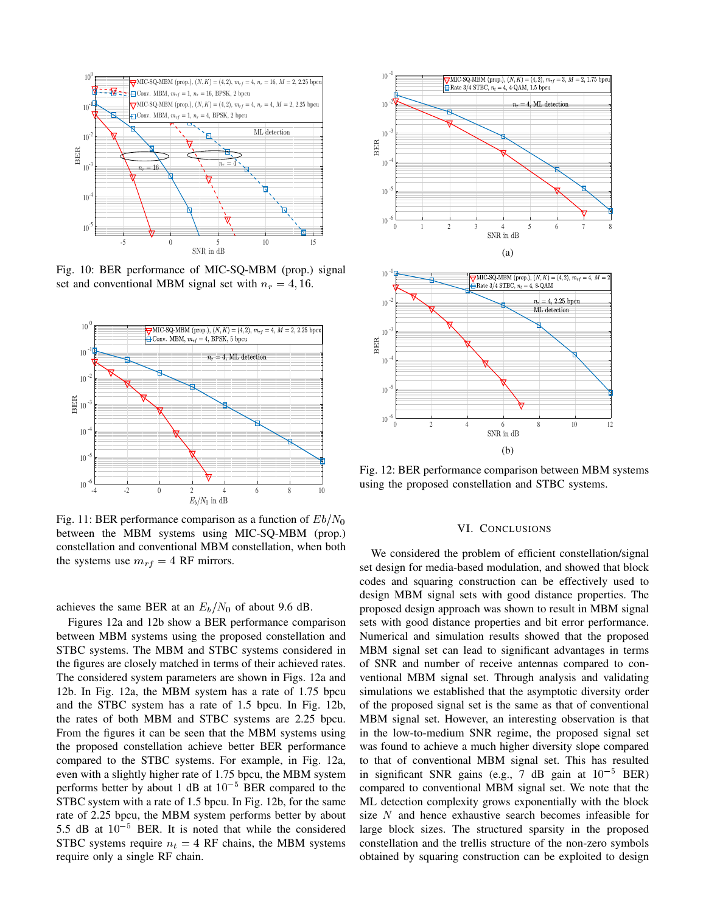Fig. 10: BER performance of MIC-SQ-MBM (prop.) signal set and conventional MBM signal set with $n_r = 4, 16$.

Fig. 11: BER performance comparison as a function of $Eb/N_0$ between the MBM systems using MIC-SQ-MBM (prop.) constellation and conventional MBM constellation, when both the systems use $m_{rf} = 4$ RF mirrors.

achieves the same BER at an $E_b/N_0$ of about 9.6 dB.

Figures 12a and 12b show a BER performance comparison between MBM systems using the proposed constellation and STBC systems. The MBM and STBC systems considered in the figures are closely matched in terms of their achieved rates. The considered system parameters are shown in Figs. 12a and 12b. In Fig. 12a, the MBM system has a rate of 1.75 bpcu and the STBC system has a rate of 1.5 bpcu. In Fig. 12b, the rates of both MBM and STBC systems are 2.25 bpcu. From the figures it can be seen that the MBM systems using the proposed constellation achieve better BER performance compared to the STBC systems. For example, in Fig. 12a, even with a slightly higher rate of 1.75 bpcu, the MBM system performs better by about 1 dB at $10^{-5}$ BER compared to the STBC system with a rate of 1.5 bpcu. In Fig. 12b, for the same rate of 2.25 bpcu, the MBM system performs better by about 5.5 dB at $10^{-5}$ BER. It is noted that while the considered STBC systems require $n_t = 4$ RF chains, the MBM systems require only a single RF chain.

Fig. 12: BER performance comparison between MBM systems using the proposed constellation and STBC systems.

## VI. Conclusions

We considered the problem of efficient constellation/signal set design for media-based modulation, and showed that block codes and squaring construction can be effectively used to design MBM signal sets with good distance properties. The proposed design approach was shown to result in MBM signal sets with good distance properties and bit error performance. Numerical and simulation results showed that the proposed MBM signal set can lead to significant advantages in terms of SNR and number of receive antennas compared to conventional MBM signal set. Through analysis and validating simulations we established that the asymptotic diversity order of the proposed signal set is the same as that of conventional MBM signal set. However, an interesting observation is that in the low-to-medium SNR regime, the proposed signal set was found to achieve a much higher diversity slope compared to that of conventional MBM signal set. This has resulted in significant SNR gains (e.g., 7 dB gain at $10^{-5}$ BER) compared to conventional MBM signal set. We note that the ML detection complexity grows exponentially with the block size $N$ and hence exhaustive search becomes infeasible for large block sizes. The structured sparsity in the proposed constellation and the trellis structure of the non-zero symbols obtained by squaring construction can be exploited to design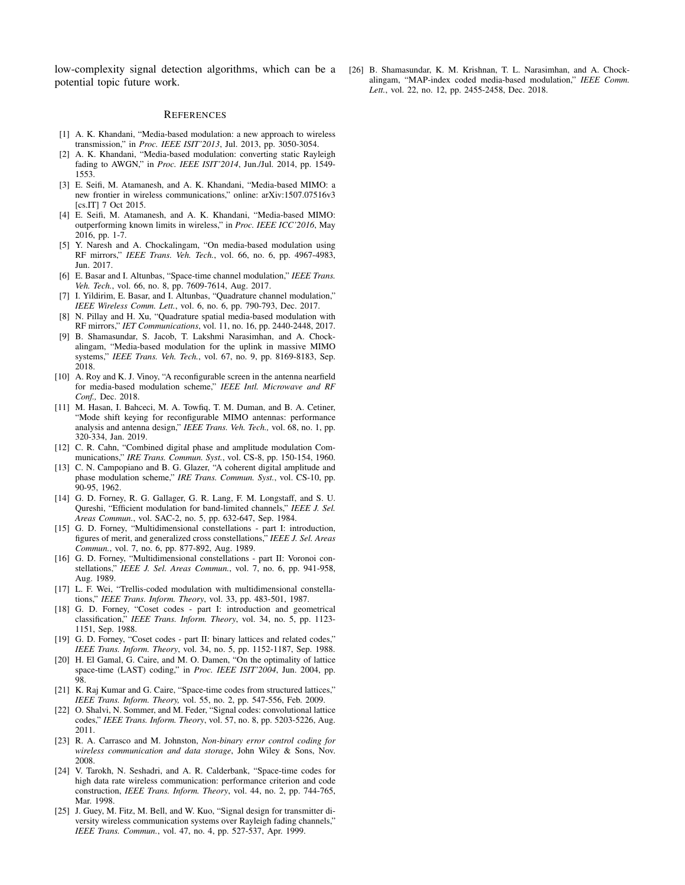low-complexity signal detection algorithms, which can be a potential topic future work.

## REFERENCES

[1] A. K. Khandani, "Media-based modulation: a new approach to wireless transmission," in *Proc. IEEE ISIT'2013*, Jul. 2013, pp. 3050-3054.

[2] A. K. Khandani, "Media-based modulation: converting static Rayleigh fading to AWGN," in *Proc. IEEE ISIT'2014*, Jun./Jul. 2014, pp. 1549-1553.

[3] E. Seifi, M. Atamanesh, and A. K. Khandani, "Media-based MIMO: a new frontier in wireless communications," online: arXiv:1507.07516v3 [cs.IT] 7 Oct 2015.

[4] E. Seifi, M. Atamanesh, and A. K. Khandani, "Media-based MIMO: outperforming known limits in wireless," in *Proc. IEEE ICC'2016*, May 2016, pp. 1-7.

[5] Y. Naresh and A. Chockalingam, "On media-based modulation using RF mirrors," *IEEE Trans. Veh. Tech.*, vol. 66, no. 6, pp. 4967-4983, Jun. 2017.

[6] E. Basar and I. Altunbas, "Space-time channel modulation," *IEEE Trans. Veh. Tech.*, vol. 66, no. 8, pp. 7609-7614, Aug. 2017.

[7] I. Yildirim, E. Basar, and I. Altunbas, "Quadrature channel modulation," *IEEE Wireless Comm. Lett.*, vol. 6, no. 6, pp. 790-793, Dec. 2017.

[8] N. Pillay and H. Xu, "Quadrature spatial media-based modulation with RF mirrors," *IET Communications*, vol. 11, no. 16, pp. 2440-2448, 2017.

[9] B. Shamasundar, S. Jacob, T. Lakshmi Narasimhan, and A. Chockalingam, "Media-based modulation for the uplink in massive MIMO systems," *IEEE Trans. Veh. Tech.*, vol. 67, no. 9, pp. 8169-8183, Sep. 2018.

[10] A. Roy and K. J. Vinoy, "A reconfigurable screen in the antenna nearfield for media-based modulation scheme," *IEEE Intl. Microwave and RF Conf.,* Dec. 2018.

[11] M. Hasan, I. Bahceci, M. A. Towfiq, T. M. Duman, and B. A. Cetiner, "Mode shift keying for reconfigurable MIMO antennas: performance analysis and antenna design," *IEEE Trans. Veh. Tech.,* vol. 68, no. 1, pp. 320-334, Jan. 2019.

[12] C. R. Cahn, "Combined digital phase and amplitude modulation Communications," *IRE Trans. Commun. Syst.*, vol. CS-8, pp. 150-154, 1960.

[13] C. N. Campopiano and B. G. Glazer, "A coherent digital amplitude and phase modulation scheme," *IRE Trans. Commun. Syst.*, vol. CS-10, pp. 90-95, 1962.

[14] G. D. Forney, R. G. Gallager, G. R. Lang, F. M. Longstaff, and S. U. Qureshi, "Efficient modulation for band-limited channels," *IEEE J. Sel. Areas Commun.*, vol. SAC-2, no. 5, pp. 632-647, Sep. 1984.

[15] G. D. Forney, "Multidimensional constellations - part I: introduction, figures of merit, and generalized cross constellations," *IEEE J. Sel. Areas Commun.*, vol. 7, no. 6, pp. 877-892, Aug. 1989.

[16] G. D. Forney, "Multidimensional constellations - part II: Voronoi constellations," *IEEE J. Sel. Areas Commun.*, vol. 7, no. 6, pp. 941-958, Aug. 1989.

[17] L. F. Wei, "Trellis-coded modulation with multidimensional constellations," *IEEE Trans. Inform. Theory*, vol. 33, pp. 483-501, 1987.

[18] G. D. Forney, "Coset codes - part I: introduction and geometrical classification," *IEEE Trans. Inform. Theory*, vol. 34, no. 5, pp. 1123-1151, Sep. 1988.

[19] G. D. Forney, "Coset codes - part II: binary lattices and related codes," *IEEE Trans. Inform. Theory*, vol. 34, no. 5, pp. 1152-1187, Sep. 1988.

[20] H. El Gamal, G. Caire, and M. O. Damen, "On the optimality of lattice space-time (LAST) coding," in *Proc. IEEE ISIT'2004*, Jun. 2004, pp. 98.

[21] K. Raj Kumar and G. Caire, "Space-time codes from structured lattices," *IEEE Trans. Inform. Theory,* vol. 55, no. 2, pp. 547-556, Feb. 2009.

[22] O. Shalvi, N. Sommer, and M. Feder, "Signal codes: convolutional lattice codes," *IEEE Trans. Inform. Theory*, vol. 57, no. 8, pp. 5203-5226, Aug. 2011.

[23] R. A. Carrasco and M. Johnston, *Non-binary error control coding for wireless communication and data storage*, John Wiley & Sons, Nov. 2008.

[24] V. Tarokh, N. Seshadri, and A. R. Calderbank, "Space-time codes for high data rate wireless communication: performance criterion and code construction, *IEEE Trans. Inform. Theory*, vol. 44, no. 2, pp. 744-765, Mar. 1998.

[25] J. Guey, M. Fitz, M. Bell, and W. Kuo, "Signal design for transmitter diversity wireless communication systems over Rayleigh fading channels," *IEEE Trans. Commun.*, vol. 47, no. 4, pp. 527-537, Apr. 1999.

[26] B. Shamasundar, K. M. Krishnan, T. L. Narasimhan, and A. Chockalingam, "MAP-index coded media-based modulation," *IEEE Comm. Lett.*, vol. 22, no. 12, pp. 2455-2458, Dec. 2018.